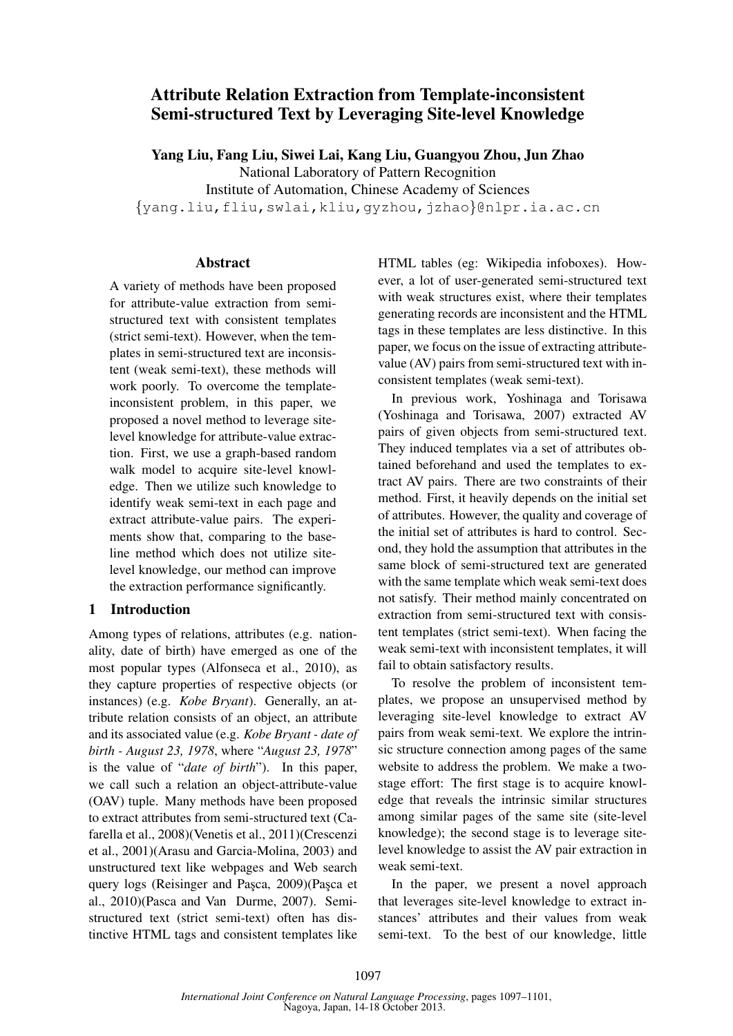# Attribute Relation Extraction from Template-inconsistent Semi-structured Text by Leveraging Site-level Knowledge

**Yang Liu, Fang Liu, Siwei Lai, Kang Liu, Guangyou Zhou, Jun Zhao**
National Laboratory of Pattern Recognition
Institute of Automation, Chinese Academy of Sciences
{yang.liu,fliu,swlai,kliu,gyzhou,jzhao}@nlpr.ia.ac.cn

## Abstract

A variety of methods have been proposed for attribute-value extraction from semi-structured text with consistent templates (strict semi-text). However, when the templates in semi-structured text are inconsistent (weak semi-text), these methods will work poorly. To overcome the template-inconsistent problem, in this paper, we proposed a novel method to leverage site-level knowledge for attribute-value extraction. First, we use a graph-based random walk model to acquire site-level knowledge. Then we utilize such knowledge to identify weak semi-text in each page and extract attribute-value pairs. The experiments show that, comparing to the baseline method which does not utilize site-level knowledge, our method can improve the extraction performance significantly.

## 1 Introduction

Among types of relations, attributes (e.g. nationality, date of birth) have emerged as one of the most popular types (Alfonseca et al., 2010), as they capture properties of respective objects (or instances) (e.g. *Kobe Bryant*). Generally, an attribute relation consists of an object, an attribute and its associated value (e.g. *Kobe Bryant - date of birth - August 23, 1978*, where "*August 23, 1978*" is the value of "*date of birth*"). In this paper, we call such a relation an object-attribute-value (OAV) tuple. Many methods have been proposed to extract attributes from semi-structured text (Cafarella et al., 2008)(Venetis et al., 2011)(Crescenzi et al., 2001)(Arasu and Garcia-Molina, 2003) and unstructured text like webpages and Web search query logs (Reisinger and Paşca, 2009)(Paşca et al., 2010)(Pasca and Van Durme, 2007). Semi-structured text (strict semi-text) often has distinctive HTML tags and consistent templates like HTML tables (eg: Wikipedia infoboxes). However, a lot of user-generated semi-structured text with weak structures exist, where their templates generating records are inconsistent and the HTML tags in these templates are less distinctive. In this paper, we focus on the issue of extracting attribute-value (AV) pairs from semi-structured text with inconsistent templates (weak semi-text).

In previous work, Yoshinaga and Torisawa (Yoshinaga and Torisawa, 2007) extracted AV pairs of given objects from semi-structured text. They induced templates via a set of attributes obtained beforehand and used the templates to extract AV pairs. There are two constraints of their method. First, it heavily depends on the initial set of attributes. However, the quality and coverage of the initial set of attributes is hard to control. Second, they hold the assumption that attributes in the same block of semi-structured text are generated with the same template which weak semi-text does not satisfy. Their method mainly concentrated on extraction from semi-structured text with consistent templates (strict semi-text). When facing the weak semi-text with inconsistent templates, it will fail to obtain satisfactory results.

To resolve the problem of inconsistent templates, we propose an unsupervised method by leveraging site-level knowledge to extract AV pairs from weak semi-text. We explore the intrinsic structure connection among pages of the same website to address the problem. We make a two-stage effort: The first stage is to acquire knowledge that reveals the intrinsic similar structures among similar pages of the same site (site-level knowledge); the second stage is to leverage site-level knowledge to assist the AV pair extraction in weak semi-text.

In the paper, we present a novel approach that leverages site-level knowledge to extract instances' attributes and their values from weak semi-text. To the best of our knowledge, little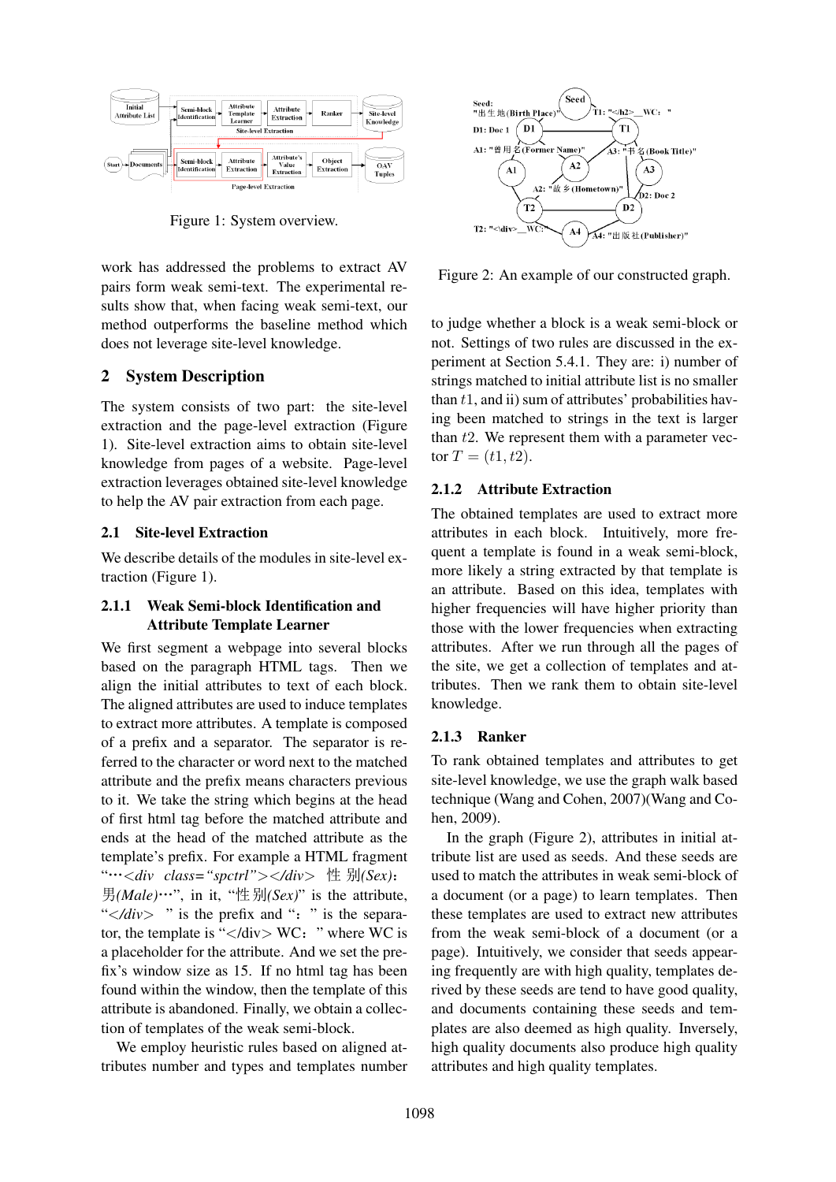Figure 1: System overview.

work has addressed the problems to extract AV pairs form weak semi-text. The experimental results show that, when facing weak semi-text, our method outperforms the baseline method which does not leverage site-level knowledge.

## 2 System Description

The system consists of two part: the site-level extraction and the page-level extraction (Figure 1). Site-level extraction aims to obtain site-level knowledge from pages of a website. Page-level extraction leverages obtained site-level knowledge to help the AV pair extraction from each page.

### 2.1 Site-level Extraction

We describe details of the modules in site-level extraction (Figure 1).

#### 2.1.1 Weak Semi-block Identification and Attribute Template Learner

We first segment a webpage into several blocks based on the paragraph HTML tags. Then we align the initial attributes to text of each block. The aligned attributes are used to induce templates to extract more attributes. A template is composed of a prefix and a separator. The separator is referred to the character or word next to the matched attribute and the prefix means characters previous to it. We take the string which begins at the head of first html tag before the matched attribute and ends at the head of the matched attribute as the template's prefix. For example a HTML fragment "···*<div class="spctrl"></div>* 性别*(Sex)*：男*(Male)*···", in it, "性别*(Sex)*" is the attribute, "*</div>* " is the prefix and "：" is the separator, the template is "</div> WC：" where WC is a placeholder for the attribute. And we set the prefix's window size as 15. If no html tag has been found within the window, then the template of this attribute is abandoned. Finally, we obtain a collection of templates of the weak semi-block.

We employ heuristic rules based on aligned attributes number and types and templates number to judge whether a block is a weak semi-block or not. Settings of two rules are discussed in the experiment at Section 5.4.1. They are: i) number of strings matched to initial attribute list is no smaller than $t1$, and ii) sum of attributes' probabilities having been matched to strings in the text is larger than $t2$. We represent them with a parameter vector $T = (t1, t2)$.

Figure 2: An example of our constructed graph.

#### 2.1.2 Attribute Extraction

The obtained templates are used to extract more attributes in each block. Intuitively, more frequent a template is found in a weak semi-block, more likely a string extracted by that template is an attribute. Based on this idea, templates with higher frequencies will have higher priority than those with the lower frequencies when extracting attributes. After we run through all the pages of the site, we get a collection of templates and attributes. Then we rank them to obtain site-level knowledge.

#### 2.1.3 Ranker

To rank obtained templates and attributes to get site-level knowledge, we use the graph walk based technique (Wang and Cohen, 2007)(Wang and Cohen, 2009).

In the graph (Figure 2), attributes in initial attribute list are used as seeds. And these seeds are used to match the attributes in weak semi-block of a document (or a page) to learn templates. Then these templates are used to extract new attributes from the weak semi-block of a document (or a page). Intuitively, we consider that seeds appearing frequently are with high quality, templates derived by these seeds are tend to have good quality, and documents containing these seeds and templates are also deemed as high quality. Inversely, high quality documents also produce high quality attributes and high quality templates.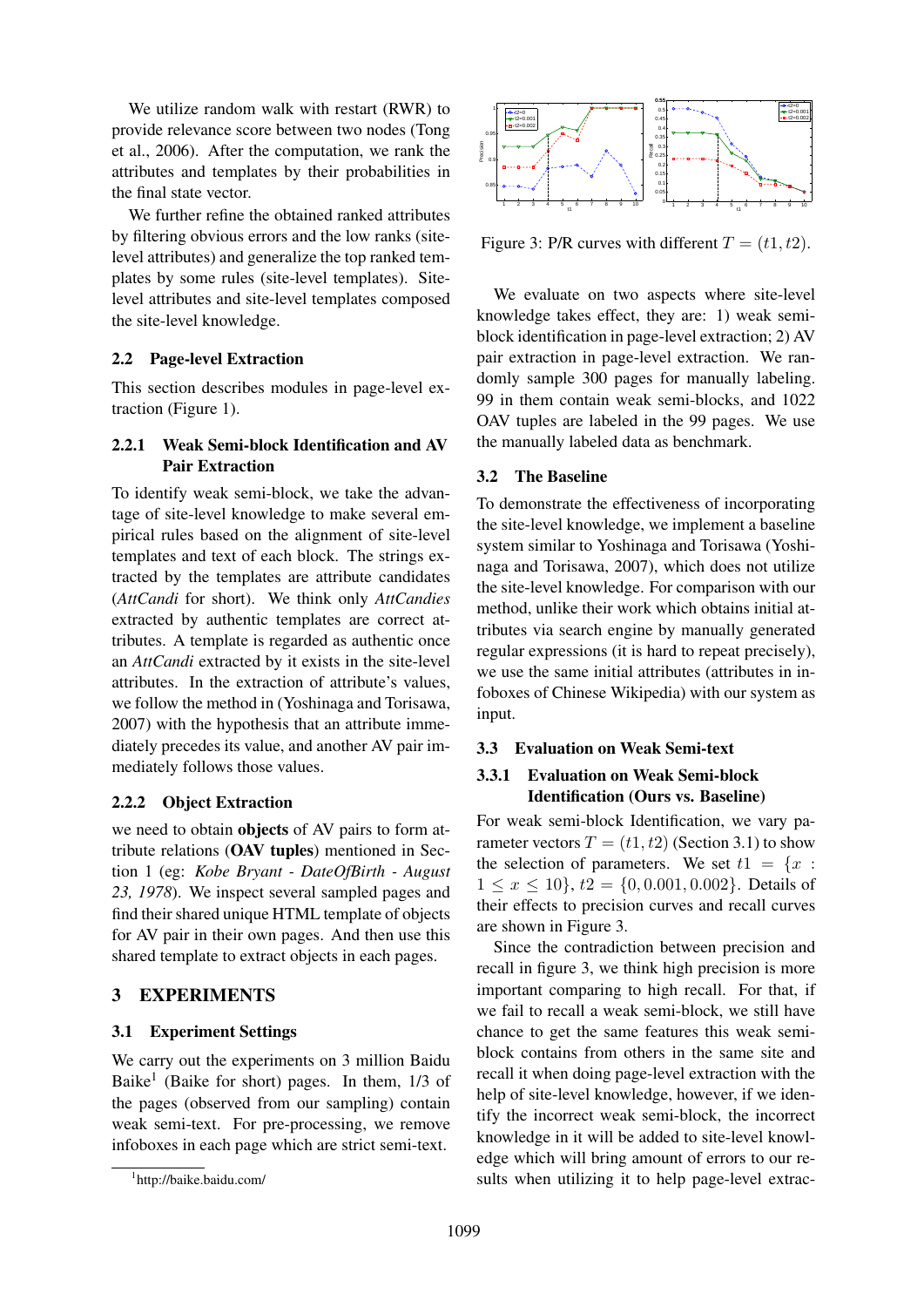We utilize random walk with restart (RWR) to provide relevance score between two nodes (Tong et al., 2006). After the computation, we rank the attributes and templates by their probabilities in the final state vector.

We further refine the obtained ranked attributes by filtering obvious errors and the low ranks (site-level attributes) and generalize the top ranked templates by some rules (site-level templates). Site-level attributes and site-level templates composed the site-level knowledge.

### 2.2 Page-level Extraction

This section describes modules in page-level extraction (Figure 1).

#### 2.2.1 Weak Semi-block Identification and AV Pair Extraction

To identify weak semi-block, we take the advantage of site-level knowledge to make several empirical rules based on the alignment of site-level templates and text of each block. The strings extracted by the templates are attribute candidates (*AttCandi* for short). We think only *AttCandies* extracted by authentic templates are correct attributes. A template is regarded as authentic once an *AttCandi* extracted by it exists in the site-level attributes. In the extraction of attribute's values, we follow the method in (Yoshinaga and Torisawa, 2007) with the hypothesis that an attribute immediately precedes its value, and another AV pair immediately follows those values.

#### 2.2.2 Object Extraction

we need to obtain **objects** of AV pairs to form attribute relations (**OAV tuples**) mentioned in Section 1 (eg: *Kobe Bryant - DateOfBirth - August 23, 1978*). We inspect several sampled pages and find their shared unique HTML template of objects for AV pair in their own pages. And then use this shared template to extract objects in each pages.

## 3 EXPERIMENTS

### 3.1 Experiment Settings

We carry out the experiments on 3 million Baidu Baike[1] (Baike for short) pages. In them, 1/3 of the pages (observed from our sampling) contain weak semi-text. For pre-processing, we remove infoboxes in each page which are strict semi-text.

[1] http://baike.baidu.com/

Figure 3: P/R curves with different $T = (t1, t2)$.

We evaluate on two aspects where site-level knowledge takes effect, they are: 1) weak semi-block identification in page-level extraction; 2) AV pair extraction in page-level extraction. We randomly sample 300 pages for manually labeling. 99 in them contain weak semi-blocks, and 1022 OAV tuples are labeled in the 99 pages. We use the manually labeled data as benchmark.

### 3.2 The Baseline

To demonstrate the effectiveness of incorporating the site-level knowledge, we implement a baseline system similar to Yoshinaga and Torisawa (Yoshinaga and Torisawa, 2007), which does not utilize the site-level knowledge. For comparison with our method, unlike their work which obtains initial attributes via search engine by manually generated regular expressions (it is hard to repeat precisely), we use the same initial attributes (attributes in infoboxes of Chinese Wikipedia) with our system as input.

### 3.3 Evaluation on Weak Semi-text

#### 3.3.1 Evaluation on Weak Semi-block Identification (Ours vs. Baseline)

For weak semi-block Identification, we vary parameter vectors $T = (t1, t2)$ (Section 3.1) to show the selection of parameters. We set $t1 = \{x : 1 \leq x \leq 10\}$, $t2 = \{0, 0.001, 0.002\}$. Details of their effects to precision curves and recall curves are shown in Figure 3.

Since the contradiction between precision and recall in figure 3, we think high precision is more important comparing to high recall. For that, if we fail to recall a weak semi-block, we still have chance to get the same features this weak semi-block contains from others in the same site and recall it when doing page-level extraction with the help of site-level knowledge, however, if we identify the incorrect weak semi-block, the incorrect knowledge in it will be added to site-level knowledge which will bring amount of errors to our results when utilizing it to help page-level extrac-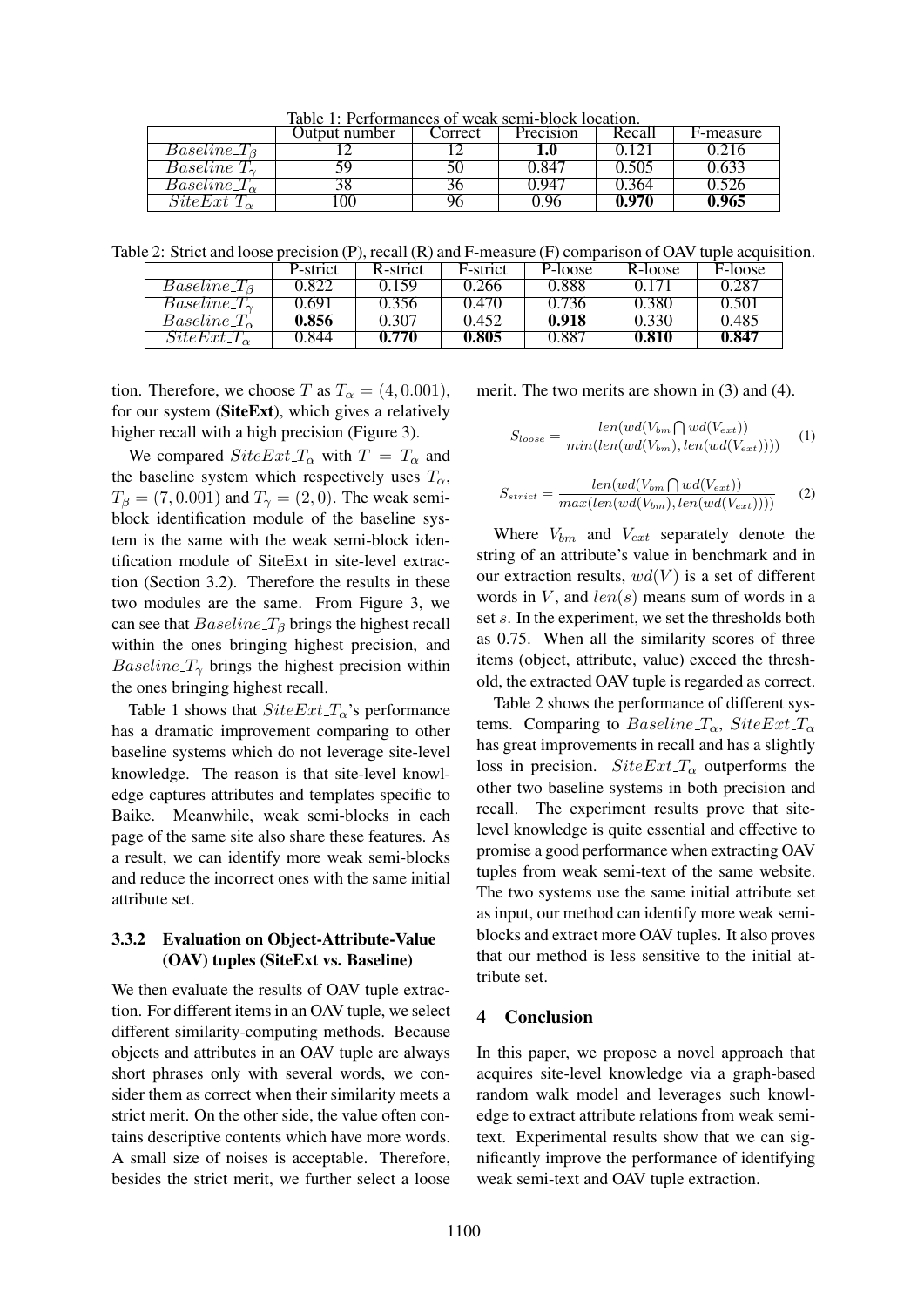Table 1: Performances of weak semi-block location.

| | Output number | Correct | Precision | Recall | F-measure |
|---|---|---|---|---|---|
| $Baseline\_T_\beta$ | 12 | 12 | **1.0** | 0.121 | 0.216 |
| $Baseline\_T_\gamma$ | 59 | 50 | 0.847 | 0.505 | 0.633 |
| $Baseline\_T_\alpha$ | 38 | 36 | 0.947 | 0.364 | 0.526 |
| $SiteExt\_T_\alpha$ | 100 | 96 | 0.96 | **0.970** | **0.965** |

Table 2: Strict and loose precision (P), recall (R) and F-measure (F) comparison of OAV tuple acquisition.

| | P-strict | R-strict | F-strict | P-loose | R-loose | F-loose |
|---|---|---|---|---|---|---|
| $Baseline\_T_\beta$ | 0.822 | 0.159 | 0.266 | 0.888 | 0.171 | 0.287 |
| $Baseline\_T_\gamma$ | 0.691 | 0.356 | 0.470 | 0.736 | 0.380 | 0.501 |
| $Baseline\_T_\alpha$ | **0.856** | 0.307 | 0.452 | **0.918** | 0.330 | 0.485 |
| $SiteExt\_T_\alpha$ | 0.844 | **0.770** | **0.805** | 0.887 | **0.810** | **0.847** |

tion. Therefore, we choose $T$ as $T_\alpha = (4, 0.001)$, for our system (**SiteExt**), which gives a relatively higher recall with a high precision (Figure 3).

We compared $SiteExt\_T_\alpha$ with $T = T_\alpha$ and the baseline system which respectively uses $T_\alpha$, $T_\beta = (7, 0.001)$ and $T_\gamma = (2, 0)$. The weak semi-block identification module of the baseline system is the same with the weak semi-block identification module of SiteExt in site-level extraction (Section 3.2). Therefore the results in these two modules are the same. From Figure 3, we can see that $Baseline\_T_\beta$ brings the highest recall within the ones bringing highest precision, and $Baseline\_T_\gamma$ brings the highest precision within the ones bringing highest recall.

Table 1 shows that $SiteExt\_T_\alpha$'s performance has a dramatic improvement comparing to other baseline systems which do not leverage site-level knowledge. The reason is that site-level knowledge captures attributes and templates specific to Baike. Meanwhile, weak semi-blocks in each page of the same site also share these features. As a result, we can identify more weak semi-blocks and reduce the incorrect ones with the same initial attribute set.

### 3.3.2 Evaluation on Object-Attribute-Value (OAV) tuples (SiteExt vs. Baseline)

We then evaluate the results of OAV tuple extraction. For different items in an OAV tuple, we select different similarity-computing methods. Because objects and attributes in an OAV tuple are always short phrases only with several words, we consider them as correct when their similarity meets a strict merit. On the other side, the value often contains descriptive contents which have more words. A small size of noises is acceptable. Therefore, besides the strict merit, we further select a loose merit. The two merits are shown in (3) and (4).

$$S_{loose} = \frac{len(wd(V_{bm} \bigcap wd(V_{ext}))}{min(len(wd(V_{bm}), len(wd(V_{ext}))))} \quad (1)$$

$$S_{strict} = \frac{len(wd(V_{bm} \bigcap wd(V_{ext}))}{max(len(wd(V_{bm}), len(wd(V_{ext}))))} \quad (2)$$

Where $V_{bm}$ and $V_{ext}$ separately denote the string of an attribute's value in benchmark and in our extraction results, $wd(V)$ is a set of different words in $V$, and $len(s)$ means sum of words in a set $s$. In the experiment, we set the thresholds both as 0.75. When all the similarity scores of three items (object, attribute, value) exceed the threshold, the extracted OAV tuple is regarded as correct.

Table 2 shows the performance of different systems. Comparing to $Baseline\_T_\alpha$, $SiteExt\_T_\alpha$ has great improvements in recall and has a slightly loss in precision. $SiteExt\_T_\alpha$ outperforms the other two baseline systems in both precision and recall. The experiment results prove that site-level knowledge is quite essential and effective to promise a good performance when extracting OAV tuples from weak semi-text of the same website. The two systems use the same initial attribute set as input, our method can identify more weak semi-blocks and extract more OAV tuples. It also proves that our method is less sensitive to the initial attribute set.

## 4 Conclusion

In this paper, we propose a novel approach that acquires site-level knowledge via a graph-based random walk model and leverages such knowledge to extract attribute relations from weak semi-text. Experimental results show that we can significantly improve the performance of identifying weak semi-text and OAV tuple extraction.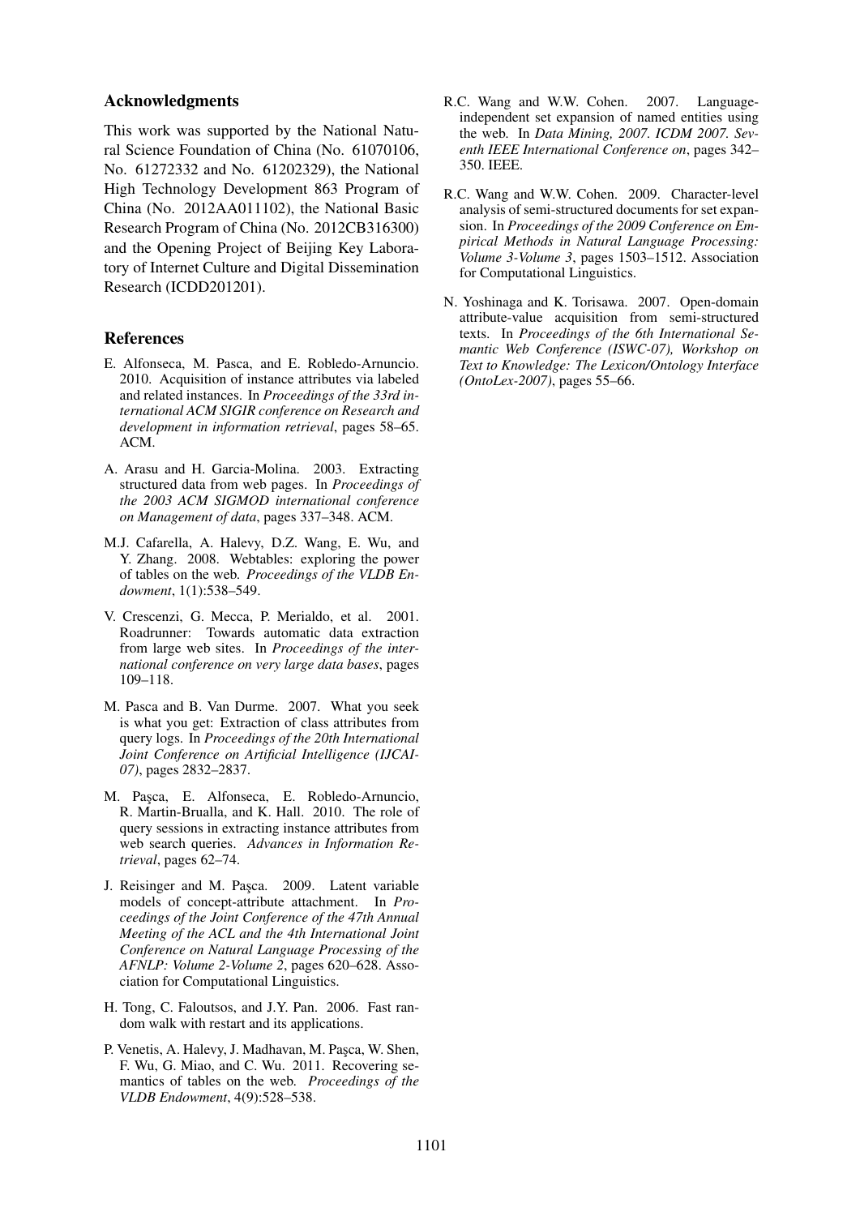## Acknowledgments

This work was supported by the National Natural Science Foundation of China (No. 61070106, No. 61272332 and No. 61202329), the National High Technology Development 863 Program of China (No. 2012AA011102), the National Basic Research Program of China (No. 2012CB316300) and the Opening Project of Beijing Key Laboratory of Internet Culture and Digital Dissemination Research (ICDD201201).

## References

E. Alfonseca, M. Pasca, and E. Robledo-Arnuncio. 2010. Acquisition of instance attributes via labeled and related instances. In *Proceedings of the 33rd international ACM SIGIR conference on Research and development in information retrieval*, pages 58–65. ACM.

A. Arasu and H. Garcia-Molina. 2003. Extracting structured data from web pages. In *Proceedings of the 2003 ACM SIGMOD international conference on Management of data*, pages 337–348. ACM.

M.J. Cafarella, A. Halevy, D.Z. Wang, E. Wu, and Y. Zhang. 2008. Webtables: exploring the power of tables on the web. *Proceedings of the VLDB Endowment*, 1(1):538–549.

V. Crescenzi, G. Mecca, P. Merialdo, et al. 2001. Roadrunner: Towards automatic data extraction from large web sites. In *Proceedings of the international conference on very large data bases*, pages 109–118.

M. Pasca and B. Van Durme. 2007. What you seek is what you get: Extraction of class attributes from query logs. In *Proceedings of the 20th International Joint Conference on Artificial Intelligence (IJCAI-07)*, pages 2832–2837.

M. Paşca, E. Alfonseca, E. Robledo-Arnuncio, R. Martin-Brualla, and K. Hall. 2010. The role of query sessions in extracting instance attributes from web search queries. *Advances in Information Retrieval*, pages 62–74.

J. Reisinger and M. Paşca. 2009. Latent variable models of concept-attribute attachment. In *Proceedings of the Joint Conference of the 47th Annual Meeting of the ACL and the 4th International Joint Conference on Natural Language Processing of the AFNLP: Volume 2-Volume 2*, pages 620–628. Association for Computational Linguistics.

H. Tong, C. Faloutsos, and J.Y. Pan. 2006. Fast random walk with restart and its applications.

P. Venetis, A. Halevy, J. Madhavan, M. Paşca, W. Shen, F. Wu, G. Miao, and C. Wu. 2011. Recovering semantics of tables on the web. *Proceedings of the VLDB Endowment*, 4(9):528–538.

R.C. Wang and W.W. Cohen. 2007. Language-independent set expansion of named entities using the web. In *Data Mining, 2007. ICDM 2007. Seventh IEEE International Conference on*, pages 342–350. IEEE.

R.C. Wang and W.W. Cohen. 2009. Character-level analysis of semi-structured documents for set expansion. In *Proceedings of the 2009 Conference on Empirical Methods in Natural Language Processing: Volume 3-Volume 3*, pages 1503–1512. Association for Computational Linguistics.

N. Yoshinaga and K. Torisawa. 2007. Open-domain attribute-value acquisition from semi-structured texts. In *Proceedings of the 6th International Semantic Web Conference (ISWC-07), Workshop on Text to Knowledge: The Lexicon/Ontology Interface (OntoLex-2007)*, pages 55–66.